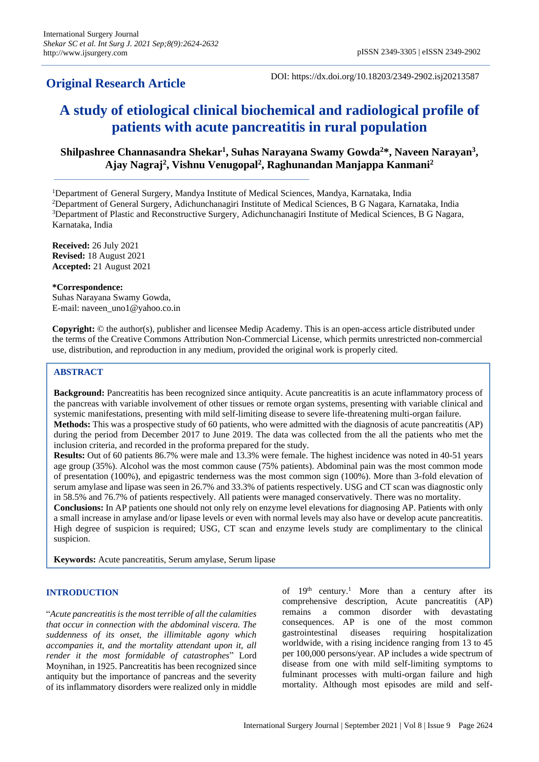**Original Research Article**

DOI: https://dx.doi.org/10.18203/2349-2902.isj20213587

# A study of etiological clinical biochemical and radiological profile of patients with acute pancreatitis in rural population

**Shilpashree Channasandra Shekar[1], Suhas Narayana Swamy Gowda[2]*, Naveen Narayan[3], Ajay Nagraj[2], Vishnu Venugopal[2], Raghunandan Manjappa Kanmani[2]**

[1]Department of General Surgery, Mandya Institute of Medical Sciences, Mandya, Karnataka, India
[2]Department of General Surgery, Adichunchanagiri Institute of Medical Sciences, B G Nagara, Karnataka, India
[3]Department of Plastic and Reconstructive Surgery, Adichunchanagiri Institute of Medical Sciences, B G Nagara, Karnataka, India

**Received:** 26 July 2021
**Revised:** 18 August 2021
**Accepted:** 21 August 2021

**\*Correspondence:**
Suhas Narayana Swamy Gowda,
E-mail: naveen_uno1@yahoo.co.in

**Copyright:** © the author(s), publisher and licensee Medip Academy. This is an open-access article distributed under the terms of the Creative Commons Attribution Non-Commercial License, which permits unrestricted non-commercial use, distribution, and reproduction in any medium, provided the original work is properly cited.

## ABSTRACT

**Background:** Pancreatitis has been recognized since antiquity. Acute pancreatitis is an acute inflammatory process of the pancreas with variable involvement of other tissues or remote organ systems, presenting with variable clinical and systemic manifestations, presenting with mild self-limiting disease to severe life-threatening multi-organ failure.

**Methods:** This was a prospective study of 60 patients, who were admitted with the diagnosis of acute pancreatitis (AP) during the period from December 2017 to June 2019. The data was collected from the all the patients who met the inclusion criteria, and recorded in the proforma prepared for the study.

**Results:** Out of 60 patients 86.7% were male and 13.3% were female. The highest incidence was noted in 40-51 years age group (35%). Alcohol was the most common cause (75% patients). Abdominal pain was the most common mode of presentation (100%), and epigastric tenderness was the most common sign (100%). More than 3-fold elevation of serum amylase and lipase was seen in 26.7% and 33.3% of patients respectively. USG and CT scan was diagnostic only in 58.5% and 76.7% of patients respectively. All patients were managed conservatively. There was no mortality.

**Conclusions:** In AP patients one should not only rely on enzyme level elevations for diagnosing AP. Patients with only a small increase in amylase and/or lipase levels or even with normal levels may also have or develop acute pancreatitis. High degree of suspicion is required; USG, CT scan and enzyme levels study are complimentary to the clinical suspicion.

**Keywords:** Acute pancreatitis, Serum amylase, Serum lipase

## INTRODUCTION

"*Acute pancreatitis is the most terrible of all the calamities that occur in connection with the abdominal viscera. The suddenness of its onset, the illimitable agony which accompanies it, and the mortality attendant upon it, all render it the most formidable of catastrophes*" Lord Moynihan, in 1925. Pancreatitis has been recognized since antiquity but the importance of pancreas and the severity of its inflammatory disorders were realized only in middle of 19th century.[1] More than a century after its comprehensive description, Acute pancreatitis (AP) remains a common disorder with devastating consequences. AP is one of the most common gastrointestinal diseases requiring hospitalization worldwide, with a rising incidence ranging from 13 to 45 per 100,000 persons/year. AP includes a wide spectrum of disease from one with mild self-limiting symptoms to fulminant processes with multi-organ failure and high mortality. Although most episodes are mild and self-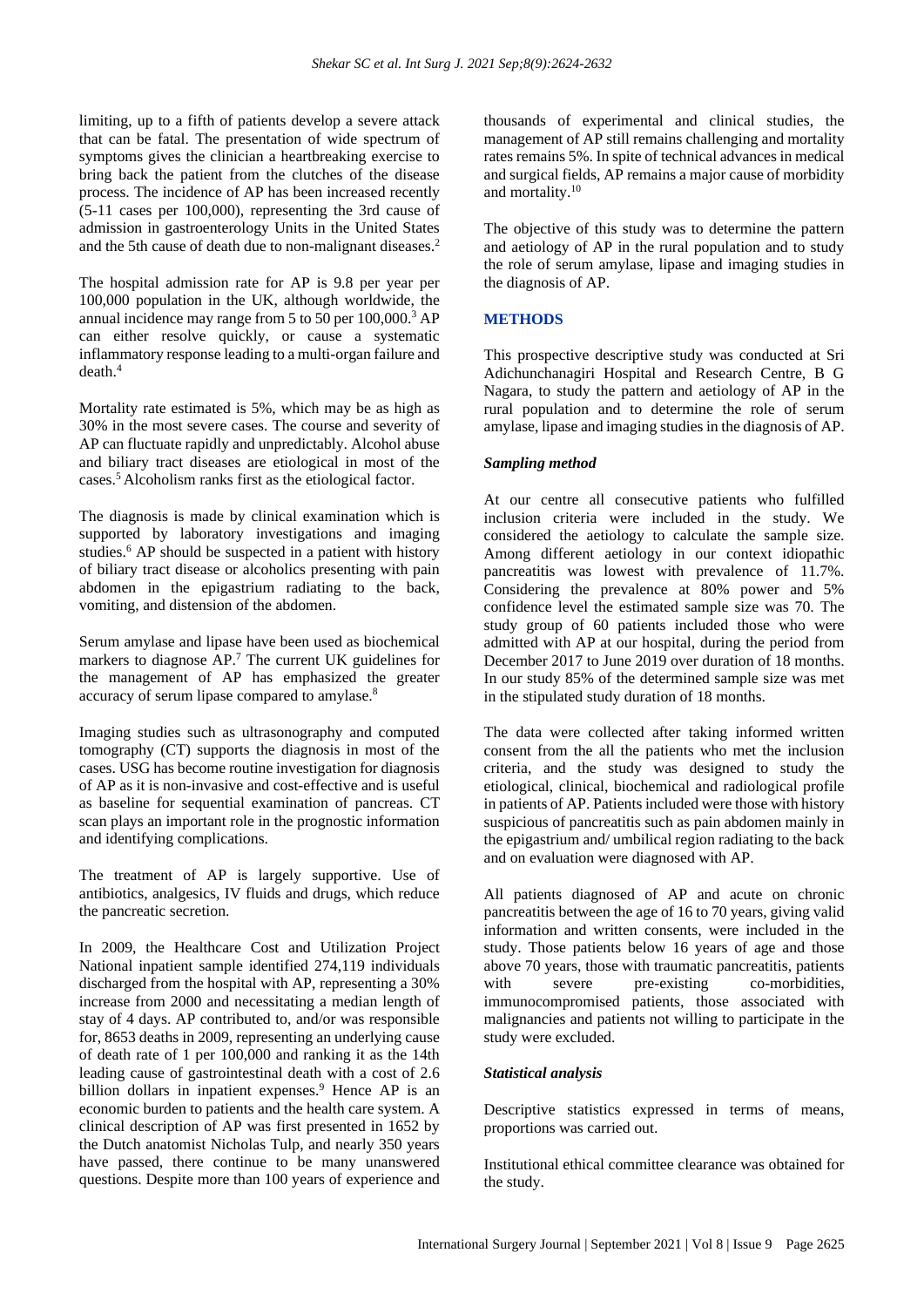limiting, up to a fifth of patients develop a severe attack that can be fatal. The presentation of wide spectrum of symptoms gives the clinician a heartbreaking exercise to bring back the patient from the clutches of the disease process. The incidence of AP has been increased recently (5-11 cases per 100,000), representing the 3rd cause of admission in gastroenterology Units in the United States and the 5th cause of death due to non-malignant diseases.[2]

The hospital admission rate for AP is 9.8 per year per 100,000 population in the UK, although worldwide, the annual incidence may range from 5 to 50 per 100,000.[3] AP can either resolve quickly, or cause a systematic inflammatory response leading to a multi-organ failure and death.[4]

Mortality rate estimated is 5%, which may be as high as 30% in the most severe cases. The course and severity of AP can fluctuate rapidly and unpredictably. Alcohol abuse and biliary tract diseases are etiological in most of the cases.[5] Alcoholism ranks first as the etiological factor.

The diagnosis is made by clinical examination which is supported by laboratory investigations and imaging studies.[6] AP should be suspected in a patient with history of biliary tract disease or alcoholics presenting with pain abdomen in the epigastrium radiating to the back, vomiting, and distension of the abdomen.

Serum amylase and lipase have been used as biochemical markers to diagnose AP.[7] The current UK guidelines for the management of AP has emphasized the greater accuracy of serum lipase compared to amylase.[8]

Imaging studies such as ultrasonography and computed tomography (CT) supports the diagnosis in most of the cases. USG has become routine investigation for diagnosis of AP as it is non-invasive and cost-effective and is useful as baseline for sequential examination of pancreas. CT scan plays an important role in the prognostic information and identifying complications.

The treatment of AP is largely supportive. Use of antibiotics, analgesics, IV fluids and drugs, which reduce the pancreatic secretion.

In 2009, the Healthcare Cost and Utilization Project National inpatient sample identified 274,119 individuals discharged from the hospital with AP, representing a 30% increase from 2000 and necessitating a median length of stay of 4 days. AP contributed to, and/or was responsible for, 8653 deaths in 2009, representing an underlying cause of death rate of 1 per 100,000 and ranking it as the 14th leading cause of gastrointestinal death with a cost of 2.6 billion dollars in inpatient expenses.[9] Hence AP is an economic burden to patients and the health care system. A clinical description of AP was first presented in 1652 by the Dutch anatomist Nicholas Tulp, and nearly 350 years have passed, there continue to be many unanswered questions. Despite more than 100 years of experience and thousands of experimental and clinical studies, the management of AP still remains challenging and mortality rates remains 5%. In spite of technical advances in medical and surgical fields, AP remains a major cause of morbidity and mortality.[10]

The objective of this study was to determine the pattern and aetiology of AP in the rural population and to study the role of serum amylase, lipase and imaging studies in the diagnosis of AP.

## METHODS

This prospective descriptive study was conducted at Sri Adichunchanagiri Hospital and Research Centre, B G Nagara, to study the pattern and aetiology of AP in the rural population and to determine the role of serum amylase, lipase and imaging studies in the diagnosis of AP.

### *Sampling method*

At our centre all consecutive patients who fulfilled inclusion criteria were included in the study. We considered the aetiology to calculate the sample size. Among different aetiology in our context idiopathic pancreatitis was lowest with prevalence of 11.7%. Considering the prevalence at 80% power and 5% confidence level the estimated sample size was 70. The study group of 60 patients included those who were admitted with AP at our hospital, during the period from December 2017 to June 2019 over duration of 18 months. In our study 85% of the determined sample size was met in the stipulated study duration of 18 months.

The data were collected after taking informed written consent from the all the patients who met the inclusion criteria, and the study was designed to study the etiological, clinical, biochemical and radiological profile in patients of AP. Patients included were those with history suspicious of pancreatitis such as pain abdomen mainly in the epigastrium and/ umbilical region radiating to the back and on evaluation were diagnosed with AP.

All patients diagnosed of AP and acute on chronic pancreatitis between the age of 16 to 70 years, giving valid information and written consents, were included in the study. Those patients below 16 years of age and those above 70 years, those with traumatic pancreatitis, patients with severe pre-existing co-morbidities, immunocompromised patients, those associated with malignancies and patients not willing to participate in the study were excluded.

### *Statistical analysis*

Descriptive statistics expressed in terms of means, proportions was carried out.

Institutional ethical committee clearance was obtained for the study.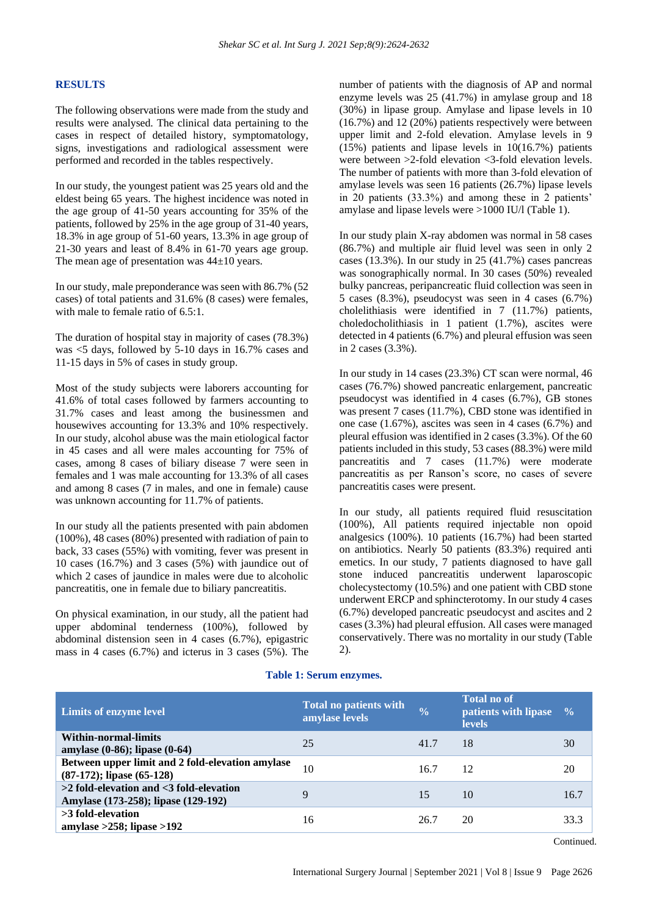## RESULTS

The following observations were made from the study and results were analysed. The clinical data pertaining to the cases in respect of detailed history, symptomatology, signs, investigations and radiological assessment were performed and recorded in the tables respectively.

In our study, the youngest patient was 25 years old and the eldest being 65 years. The highest incidence was noted in the age group of 41-50 years accounting for 35% of the patients, followed by 25% in the age group of 31-40 years, 18.3% in age group of 51-60 years, 13.3% in age group of 21-30 years and least of 8.4% in 61-70 years age group. The mean age of presentation was 44±10 years.

In our study, male preponderance was seen with 86.7% (52 cases) of total patients and 31.6% (8 cases) were females, with male to female ratio of 6.5:1.

The duration of hospital stay in majority of cases (78.3%) was <5 days, followed by 5-10 days in 16.7% cases and 11-15 days in 5% of cases in study group.

Most of the study subjects were laborers accounting for 41.6% of total cases followed by farmers accounting to 31.7% cases and least among the businessmen and housewives accounting for 13.3% and 10% respectively. In our study, alcohol abuse was the main etiological factor in 45 cases and all were males accounting for 75% of cases, among 8 cases of biliary disease 7 were seen in females and 1 was male accounting for 13.3% of all cases and among 8 cases (7 in males, and one in female) cause was unknown accounting for 11.7% of patients.

In our study all the patients presented with pain abdomen (100%), 48 cases (80%) presented with radiation of pain to back, 33 cases (55%) with vomiting, fever was present in 10 cases (16.7%) and 3 cases (5%) with jaundice out of which 2 cases of jaundice in males were due to alcoholic pancreatitis, one in female due to biliary pancreatitis.

On physical examination, in our study, all the patient had upper abdominal tenderness (100%), followed by abdominal distension seen in 4 cases (6.7%), epigastric mass in 4 cases (6.7%) and icterus in 3 cases (5%). The number of patients with the diagnosis of AP and normal enzyme levels was 25 (41.7%) in amylase group and 18 (30%) in lipase group. Amylase and lipase levels in 10 (16.7%) and 12 (20%) patients respectively were between upper limit and 2-fold elevation. Amylase levels in 9 (15%) patients and lipase levels in 10(16.7%) patients were between >2-fold elevation <3-fold elevation levels. The number of patients with more than 3-fold elevation of amylase levels was seen 16 patients (26.7%) lipase levels in 20 patients (33.3%) and among these in 2 patients' amylase and lipase levels were >1000 IU/l (Table 1).

In our study plain X-ray abdomen was normal in 58 cases (86.7%) and multiple air fluid level was seen in only 2 cases (13.3%). In our study in 25 (41.7%) cases pancreas was sonographically normal. In 30 cases (50%) revealed bulky pancreas, peripancreatic fluid collection was seen in 5 cases (8.3%), pseudocyst was seen in 4 cases (6.7%) cholelithiasis were identified in 7 (11.7%) patients, choledocholithiasis in 1 patient (1.7%), ascites were detected in 4 patients (6.7%) and pleural effusion was seen in 2 cases (3.3%).

In our study in 14 cases (23.3%) CT scan were normal, 46 cases (76.7%) showed pancreatic enlargement, pancreatic pseudocyst was identified in 4 cases (6.7%), GB stones was present 7 cases (11.7%), CBD stone was identified in one case (1.67%), ascites was seen in 4 cases (6.7%) and pleural effusion was identified in 2 cases (3.3%). Of the 60 patients included in this study, 53 cases (88.3%) were mild pancreatitis and 7 cases (11.7%) were moderate pancreatitis as per Ranson's score, no cases of severe pancreatitis cases were present.

In our study, all patients required fluid resuscitation (100%), All patients required injectable non opoid analgesics (100%). 10 patients (16.7%) had been started on antibiotics. Nearly 50 patients (83.3%) required anti emetics. In our study, 7 patients diagnosed to have gall stone induced pancreatitis underwent laparoscopic cholecystectomy (10.5%) and one patient with CBD stone underwent ERCP and sphincterotomy. In our study 4 cases (6.7%) developed pancreatic pseudocyst and ascites and 2 cases (3.3%) had pleural effusion. All cases were managed conservatively. There was no mortality in our study (Table 2).

**Table 1: Serum enzymes.**

| Limits of enzyme level | Total no patients with amylase levels | % | Total no of patients with lipase levels | % |
|---|---|---|---|---|
| **Within-normal-limits amylase (0-86); lipase (0-64)** | 25 | 41.7 | 18 | 30 |
| **Between upper limit and 2 fold-elevation amylase (87-172); lipase (65-128)** | 10 | 16.7 | 12 | 20 |
| **>2 fold-elevation and <3 fold-elevation Amylase (173-258); lipase (129-192)** | 9 | 15 | 10 | 16.7 |
| **>3 fold-elevation amylase >258; lipase >192** | 16 | 26.7 | 20 | 33.3 |

Continued.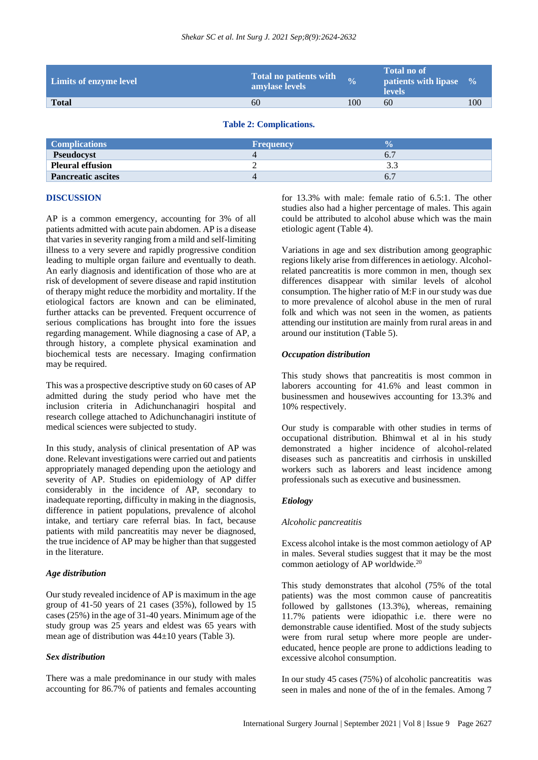| Limits of enzyme level | Total no patients with amylase levels | % | Total no of patients with lipase levels | % |
|---|---|---|---|---|
| **Total** | 60 | 100 | 60 | 100 |

**Table 2: Complications.**

| Complications | Frequency | % |
|---|---|---|
| **Pseudocyst** | 4 | 6.7 |
| **Pleural effusion** | 2 | 3.3 |
| **Pancreatic ascites** | 4 | 6.7 |

## DISCUSSION

AP is a common emergency, accounting for 3% of all patients admitted with acute pain abdomen. AP is a disease that varies in severity ranging from a mild and self-limiting illness to a very severe and rapidly progressive condition leading to multiple organ failure and eventually to death. An early diagnosis and identification of those who are at risk of development of severe disease and rapid institution of therapy might reduce the morbidity and mortality. If the etiological factors are known and can be eliminated, further attacks can be prevented. Frequent occurrence of serious complications has brought into fore the issues regarding management. While diagnosing a case of AP, a through history, a complete physical examination and biochemical tests are necessary. Imaging confirmation may be required.

This was a prospective descriptive study on 60 cases of AP admitted during the study period who have met the inclusion criteria in Adichunchanagiri hospital and research college attached to Adichunchanagiri institute of medical sciences were subjected to study.

In this study, analysis of clinical presentation of AP was done. Relevant investigations were carried out and patients appropriately managed depending upon the aetiology and severity of AP. Studies on epidemiology of AP differ considerably in the incidence of AP, secondary to inadequate reporting, difficulty in making in the diagnosis, difference in patient populations, prevalence of alcohol intake, and tertiary care referral bias. In fact, because patients with mild pancreatitis may never be diagnosed, the true incidence of AP may be higher than that suggested in the literature.

### *Age distribution*

Our study revealed incidence of AP is maximum in the age group of 41-50 years of 21 cases (35%), followed by 15 cases (25%) in the age of 31-40 years. Minimum age of the study group was 25 years and eldest was 65 years with mean age of distribution was 44±10 years (Table 3).

### *Sex distribution*

There was a male predominance in our study with males accounting for 86.7% of patients and females accounting for 13.3% with male: female ratio of 6.5:1. The other studies also had a higher percentage of males. This again could be attributed to alcohol abuse which was the main etiologic agent (Table 4).

Variations in age and sex distribution among geographic regions likely arise from differences in aetiology. Alcohol-related pancreatitis is more common in men, though sex differences disappear with similar levels of alcohol consumption. The higher ratio of M:F in our study was due to more prevalence of alcohol abuse in the men of rural folk and which was not seen in the women, as patients attending our institution are mainly from rural areas in and around our institution (Table 5).

### *Occupation distribution*

This study shows that pancreatitis is most common in laborers accounting for 41.6% and least common in businessmen and housewives accounting for 13.3% and 10% respectively.

Our study is comparable with other studies in terms of occupational distribution. Bhimwal et al in his study demonstrated a higher incidence of alcohol-related diseases such as pancreatitis and cirrhosis in unskilled workers such as laborers and least incidence among professionals such as executive and businessmen.

### *Etiology*

*Alcoholic pancreatitis*

Excess alcohol intake is the most common aetiology of AP in males. Several studies suggest that it may be the most common aetiology of AP worldwide.[20]

This study demonstrates that alcohol (75% of the total patients) was the most common cause of pancreatitis followed by gallstones (13.3%), whereas, remaining 11.7% patients were idiopathic i.e. there were no demonstrable cause identified. Most of the study subjects were from rural setup where more people are under-educated, hence people are prone to addictions leading to excessive alcohol consumption.

In our study 45 cases (75%) of alcoholic pancreatitis was seen in males and none of the of in the females. Among 7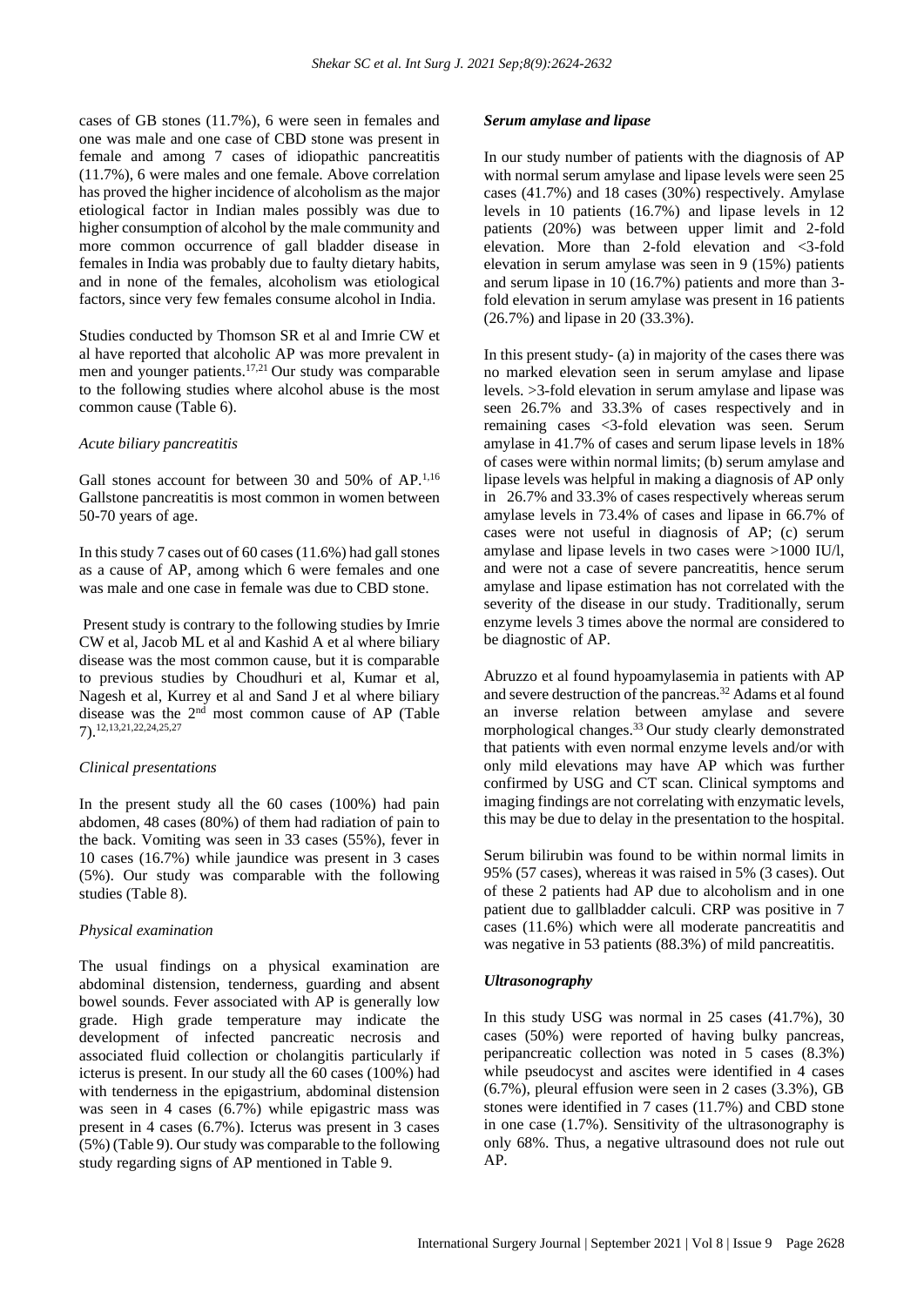cases of GB stones (11.7%), 6 were seen in females and one was male and one case of CBD stone was present in female and among 7 cases of idiopathic pancreatitis (11.7%), 6 were males and one female. Above correlation has proved the higher incidence of alcoholism as the major etiological factor in Indian males possibly was due to higher consumption of alcohol by the male community and more common occurrence of gall bladder disease in females in India was probably due to faulty dietary habits, and in none of the females, alcoholism was etiological factors, since very few females consume alcohol in India.

Studies conducted by Thomson SR et al and Imrie CW et al have reported that alcoholic AP was more prevalent in men and younger patients.[17,21] Our study was comparable to the following studies where alcohol abuse is the most common cause (Table 6).

*Acute biliary pancreatitis*

Gall stones account for between 30 and 50% of AP.[1,16] Gallstone pancreatitis is most common in women between 50-70 years of age.

In this study 7 cases out of 60 cases (11.6%) had gall stones as a cause of AP, among which 6 were females and one was male and one case in female was due to CBD stone.

Present study is contrary to the following studies by Imrie CW et al, Jacob ML et al and Kashid A et al where biliary disease was the most common cause, but it is comparable to previous studies by Choudhuri et al, Kumar et al, Nagesh et al, Kurrey et al and Sand J et al where biliary disease was the 2nd most common cause of AP (Table 7).[12,13,21,22,24,25,27]

*Clinical presentations*

In the present study all the 60 cases (100%) had pain abdomen, 48 cases (80%) of them had radiation of pain to the back. Vomiting was seen in 33 cases (55%), fever in 10 cases (16.7%) while jaundice was present in 3 cases (5%). Our study was comparable with the following studies (Table 8).

*Physical examination*

The usual findings on a physical examination are abdominal distension, tenderness, guarding and absent bowel sounds. Fever associated with AP is generally low grade. High grade temperature may indicate the development of infected pancreatic necrosis and associated fluid collection or cholangitis particularly if icterus is present. In our study all the 60 cases (100%) had with tenderness in the epigastrium, abdominal distension was seen in 4 cases (6.7%) while epigastric mass was present in 4 cases (6.7%). Icterus was present in 3 cases (5%) (Table 9). Our study was comparable to the following study regarding signs of AP mentioned in Table 9.

***Serum amylase and lipase***

In our study number of patients with the diagnosis of AP with normal serum amylase and lipase levels were seen 25 cases (41.7%) and 18 cases (30%) respectively. Amylase levels in 10 patients (16.7%) and lipase levels in 12 patients (20%) was between upper limit and 2-fold elevation. More than 2-fold elevation and <3-fold elevation in serum amylase was seen in 9 (15%) patients and serum lipase in 10 (16.7%) patients and more than 3-fold elevation in serum amylase was present in 16 patients (26.7%) and lipase in 20 (33.3%).

In this present study- (a) in majority of the cases there was no marked elevation seen in serum amylase and lipase levels. >3-fold elevation in serum amylase and lipase was seen 26.7% and 33.3% of cases respectively and in remaining cases <3-fold elevation was seen. Serum amylase in 41.7% of cases and serum lipase levels in 18% of cases were within normal limits; (b) serum amylase and lipase levels was helpful in making a diagnosis of AP only in 26.7% and 33.3% of cases respectively whereas serum amylase levels in 73.4% of cases and lipase in 66.7% of cases were not useful in diagnosis of AP; (c) serum amylase and lipase levels in two cases were >1000 IU/l, and were not a case of severe pancreatitis, hence serum amylase and lipase estimation has not correlated with the severity of the disease in our study. Traditionally, serum enzyme levels 3 times above the normal are considered to be diagnostic of AP.

Abruzzo et al found hypoamylasemia in patients with AP and severe destruction of the pancreas.[32] Adams et al found an inverse relation between amylase and severe morphological changes.[33] Our study clearly demonstrated that patients with even normal enzyme levels and/or with only mild elevations may have AP which was further confirmed by USG and CT scan. Clinical symptoms and imaging findings are not correlating with enzymatic levels, this may be due to delay in the presentation to the hospital.

Serum bilirubin was found to be within normal limits in 95% (57 cases), whereas it was raised in 5% (3 cases). Out of these 2 patients had AP due to alcoholism and in one patient due to gallbladder calculi. CRP was positive in 7 cases (11.6%) which were all moderate pancreatitis and was negative in 53 patients (88.3%) of mild pancreatitis.

***Ultrasonography***

In this study USG was normal in 25 cases (41.7%), 30 cases (50%) were reported of having bulky pancreas, peripancreatic collection was noted in 5 cases (8.3%) while pseudocyst and ascites were identified in 4 cases (6.7%), pleural effusion were seen in 2 cases (3.3%), GB stones were identified in 7 cases (11.7%) and CBD stone in one case (1.7%). Sensitivity of the ultrasonography is only 68%. Thus, a negative ultrasound does not rule out AP.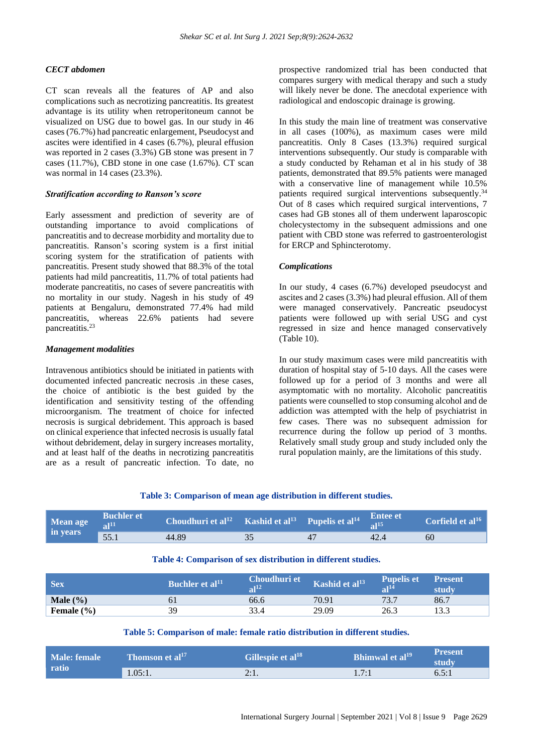### CECT abdomen

CT scan reveals all the features of AP and also complications such as necrotizing pancreatitis. Its greatest advantage is its utility when retroperitoneum cannot be visualized on USG due to bowel gas. In our study in 46 cases (76.7%) had pancreatic enlargement, Pseudocyst and ascites were identified in 4 cases (6.7%), pleural effusion was reported in 2 cases (3.3%) GB stone was present in 7 cases (11.7%), CBD stone in one case (1.67%). CT scan was normal in 14 cases (23.3%).

### Stratification according to Ranson's score

Early assessment and prediction of severity are of outstanding importance to avoid complications of pancreatitis and to decrease morbidity and mortality due to pancreatitis. Ranson's scoring system is a first initial scoring system for the stratification of patients with pancreatitis. Present study showed that 88.3% of the total patients had mild pancreatitis, 11.7% of total patients had moderate pancreatitis, no cases of severe pancreatitis with no mortality in our study. Nagesh in his study of 49 patients at Bengaluru, demonstrated 77.4% had mild pancreatitis, whereas 22.6% patients had severe pancreatitis.[23]

### Management modalities

Intravenous antibiotics should be initiated in patients with documented infected pancreatic necrosis .in these cases, the choice of antibiotic is the best guided by the identification and sensitivity testing of the offending microorganism. The treatment of choice for infected necrosis is surgical debridement. This approach is based on clinical experience that infected necrosis is usually fatal without debridement, delay in surgery increases mortality, and at least half of the deaths in necrotizing pancreatitis are as a result of pancreatic infection. To date, no prospective randomized trial has been conducted that compares surgery with medical therapy and such a study will likely never be done. The anecdotal experience with radiological and endoscopic drainage is growing.

In this study the main line of treatment was conservative in all cases (100%), as maximum cases were mild pancreatitis. Only 8 Cases (13.3%) required surgical interventions subsequently. Our study is comparable with a study conducted by Rehaman et al in his study of 38 patients, demonstrated that 89.5% patients were managed with a conservative line of management while 10.5% patients required surgical interventions subsequently.[34] Out of 8 cases which required surgical interventions, 7 cases had GB stones all of them underwent laparoscopic cholecystectomy in the subsequent admissions and one patient with CBD stone was referred to gastroenterologist for ERCP and Sphincterotomy.

### Complications

In our study, 4 cases (6.7%) developed pseudocyst and ascites and 2 cases (3.3%) had pleural effusion. All of them were managed conservatively. Pancreatic pseudocyst patients were followed up with serial USG and cyst regressed in size and hence managed conservatively (Table 10).

In our study maximum cases were mild pancreatitis with duration of hospital stay of 5-10 days. All the cases were followed up for a period of 3 months and were all asymptomatic with no mortality. Alcoholic pancreatitis patients were counselled to stop consuming alcohol and de addiction was attempted with the help of psychiatrist in few cases. There was no subsequent admission for recurrence during the follow up period of 3 months. Relatively small study group and study included only the rural population mainly, are the limitations of this study.

**Table 3: Comparison of mean age distribution in different studies.**

| Mean age in years | Buchler et al[11] | Choudhuri et al[12] | Kashid et al[13] | Pupelis et al[14] | Entee et al[15] | Corfield et al[16] |
|---|---|---|---|---|---|---|
| | 55.1 | 44.89 | 35 | 47 | 42.4 | 60 |

**Table 4: Comparison of sex distribution in different studies.**

| Sex | Buchler et al[11] | Choudhuri et al[12] | Kashid et al[13] | Pupelis et al[14] | Present study |
|---|---|---|---|---|---|
| **Male (%)** | 61 | 66.6 | 70.91 | 73.7 | 86.7 |
| **Female (%)** | 39 | 33.4 | 29.09 | 26.3 | 13.3 |

**Table 5: Comparison of male: female ratio distribution in different studies.**

| Male: female ratio | Thomson et al[17] | Gillespie et al[18] | Bhimwal et al[19] | Present study |
|---|---|---|---|---|
| | 1.05:1. | 2:1. | 1.7:1 | 6.5:1 |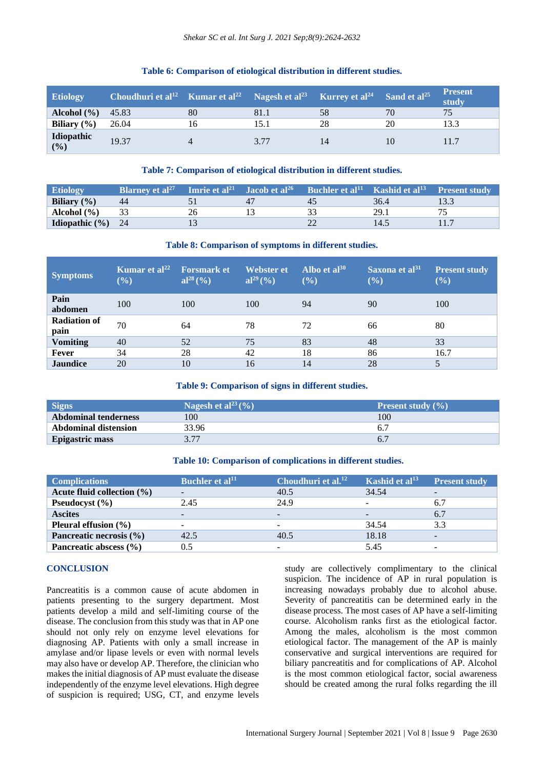**Table 6: Comparison of etiological distribution in different studies.**

| Etiology | Choudhuri et al[12] | Kumar et al[22] | Nagesh et al[23] | Kurrey et al[24] | Sand et al[25] | Present study |
|---|---|---|---|---|---|---|
| Alcohol (%) | 45.83 | 80 | 81.1 | 58 | 70 | 75 |
| Biliary (%) | 26.04 | 16 | 15.1 | 28 | 20 | 13.3 |
| Idiopathic (%) | 19.37 | 4 | 3.77 | 14 | 10 | 11.7 |

**Table 7: Comparison of etiological distribution in different studies.**

| Etiology | Blarney et al[27] | Imrie et al[21] | Jacob et al[26] | Buchler et al[11] | Kashid et al[13] | Present study |
|---|---|---|---|---|---|---|
| Biliary (%) | 44 | 51 | 47 | 45 | 36.4 | 13.3 |
| Alcohol (%) | 33 | 26 | 13 | 33 | 29.1 | 75 |
| Idiopathic (%) | 24 | 13 | | 22 | 14.5 | 11.7 |

**Table 8: Comparison of symptoms in different studies.**

| Symptoms | Kumar et al[22] (%) | Forsmark et al[28] (%) | Webster et al[29] (%) | Albo et al[30] (%) | Saxona et al[31] (%) | Present study (%) |
|---|---|---|---|---|---|---|
| Pain abdomen | 100 | 100 | 100 | 94 | 90 | 100 |
| Radiation of pain | 70 | 64 | 78 | 72 | 66 | 80 |
| Vomiting | 40 | 52 | 75 | 83 | 48 | 33 |
| Fever | 34 | 28 | 42 | 18 | 86 | 16.7 |
| Jaundice | 20 | 10 | 16 | 14 | 28 | 5 |

**Table 9: Comparison of signs in different studies.**

| Signs | Nagesh et al[23] (%) | Present study (%) |
|---|---|---|
| Abdominal tenderness | 100 | 100 |
| Abdominal distension | 33.96 | 6.7 |
| Epigastric mass | 3.77 | 6.7 |

**Table 10: Comparison of complications in different studies.**

| Complications | Buchler et al[11] | Choudhuri et al.[12] | Kashid et al[13] | Present study |
|---|---|---|---|---|
| Acute fluid collection (%) | - | 40.5 | 34.54 | - |
| Pseudocyst (%) | 2.45 | 24.9 | - | 6.7 |
| Ascites | - | - | - | 6.7 |
| Pleural effusion (%) | - | - | 34.54 | 3.3 |
| Pancreatic necrosis (%) | 42.5 | 40.5 | 18.18 | - |
| Pancreatic abscess (%) | 0.5 | - | 5.45 | - |

## CONCLUSION

Pancreatitis is a common cause of acute abdomen in patients presenting to the surgery department. Most patients develop a mild and self-limiting course of the disease. The conclusion from this study was that in AP one should not only rely on enzyme level elevations for diagnosing AP. Patients with only a small increase in amylase and/or lipase levels or even with normal levels may also have or develop AP. Therefore, the clinician who makes the initial diagnosis of AP must evaluate the disease independently of the enzyme level elevations. High degree of suspicion is required; USG, CT, and enzyme levels study are collectively complimentary to the clinical suspicion. The incidence of AP in rural population is increasing nowadays probably due to alcohol abuse. Severity of pancreatitis can be determined early in the disease process. The most cases of AP have a self-limiting course. Alcoholism ranks first as the etiological factor. Among the males, alcoholism is the most common etiological factor. The management of the AP is mainly conservative and surgical interventions are required for biliary pancreatitis and for complications of AP. Alcohol is the most common etiological factor, social awareness should be created among the rural folks regarding the ill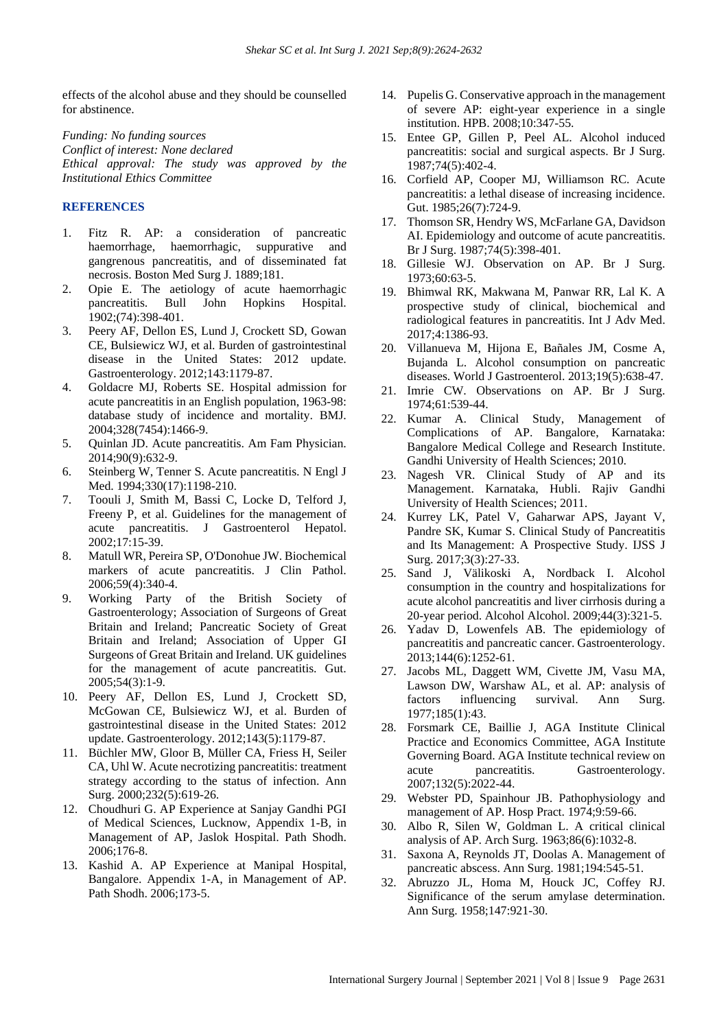effects of the alcohol abuse and they should be counselled for abstinence.

*Funding: No funding sources*
*Conflict of interest: None declared*
*Ethical approval: The study was approved by the Institutional Ethics Committee*

## REFERENCES

1. Fitz R. AP: a consideration of pancreatic haemorrhage, haemorrhagic, suppurative and gangrenous pancreatitis, and of disseminated fat necrosis. Boston Med Surg J. 1889;181.
2. Opie E. The aetiology of acute haemorrhagic pancreatitis. Bull John Hopkins Hospital. 1902;(74):398-401.
3. Peery AF, Dellon ES, Lund J, Crockett SD, Gowan CE, Bulsiewicz WJ, et al. Burden of gastrointestinal disease in the United States: 2012 update. Gastroenterology. 2012;143:1179-87.
4. Goldacre MJ, Roberts SE. Hospital admission for acute pancreatitis in an English population, 1963-98: database study of incidence and mortality. BMJ. 2004;328(7454):1466-9.
5. Quinlan JD. Acute pancreatitis. Am Fam Physician. 2014;90(9):632-9.
6. Steinberg W, Tenner S. Acute pancreatitis. N Engl J Med. 1994;330(17):1198-210.
7. Toouli J, Smith M, Bassi C, Locke D, Telford J, Freeny P, et al. Guidelines for the management of acute pancreatitis. J Gastroenterol Hepatol. 2002;17:15-39.
8. Matull WR, Pereira SP, O'Donohue JW. Biochemical markers of acute pancreatitis. J Clin Pathol. 2006;59(4):340-4.
9. Working Party of the British Society of Gastroenterology; Association of Surgeons of Great Britain and Ireland; Pancreatic Society of Great Britain and Ireland; Association of Upper GI Surgeons of Great Britain and Ireland. UK guidelines for the management of acute pancreatitis. Gut. 2005;54(3):1-9.
10. Peery AF, Dellon ES, Lund J, Crockett SD, McGowan CE, Bulsiewicz WJ, et al. Burden of gastrointestinal disease in the United States: 2012 update. Gastroenterology. 2012;143(5):1179-87.
11. Büchler MW, Gloor B, Müller CA, Friess H, Seiler CA, Uhl W. Acute necrotizing pancreatitis: treatment strategy according to the status of infection. Ann Surg. 2000;232(5):619-26.
12. Choudhuri G. AP Experience at Sanjay Gandhi PGI of Medical Sciences, Lucknow, Appendix 1-B, in Management of AP, Jaslok Hospital. Path Shodh. 2006;176-8.
13. Kashid A. AP Experience at Manipal Hospital, Bangalore. Appendix 1-A, in Management of AP. Path Shodh. 2006;173-5.
14. Pupelis G. Conservative approach in the management of severe AP: eight-year experience in a single institution. HPB. 2008;10:347-55.
15. Entee GP, Gillen P, Peel AL. Alcohol induced pancreatitis: social and surgical aspects. Br J Surg. 1987;74(5):402-4.
16. Corfield AP, Cooper MJ, Williamson RC. Acute pancreatitis: a lethal disease of increasing incidence. Gut. 1985;26(7):724-9.
17. Thomson SR, Hendry WS, McFarlane GA, Davidson AI. Epidemiology and outcome of acute pancreatitis. Br J Surg. 1987;74(5):398-401.
18. Gillesie WJ. Observation on AP. Br J Surg. 1973;60:63-5.
19. Bhimwal RK, Makwana M, Panwar RR, Lal K. A prospective study of clinical, biochemical and radiological features in pancreatitis. Int J Adv Med. 2017;4:1386-93.
20. Villanueva M, Hijona E, Bañales JM, Cosme A, Bujanda L. Alcohol consumption on pancreatic diseases. World J Gastroenterol. 2013;19(5):638-47.
21. Imrie CW. Observations on AP. Br J Surg. 1974;61:539-44.
22. Kumar A. Clinical Study, Management of Complications of AP. Bangalore, Karnataka: Bangalore Medical College and Research Institute. Gandhi University of Health Sciences; 2010.
23. Nagesh VR. Clinical Study of AP and its Management. Karnataka, Hubli. Rajiv Gandhi University of Health Sciences; 2011.
24. Kurrey LK, Patel V, Gaharwar APS, Jayant V, Pandre SK, Kumar S. Clinical Study of Pancreatitis and Its Management: A Prospective Study. IJSS J Surg. 2017;3(3):27-33.
25. Sand J, Välikoski A, Nordback I. Alcohol consumption in the country and hospitalizations for acute alcohol pancreatitis and liver cirrhosis during a 20-year period. Alcohol Alcohol. 2009;44(3):321-5.
26. Yadav D, Lowenfels AB. The epidemiology of pancreatitis and pancreatic cancer. Gastroenterology. 2013;144(6):1252-61.
27. Jacobs ML, Daggett WM, Civette JM, Vasu MA, Lawson DW, Warshaw AL, et al. AP: analysis of factors influencing survival. Ann Surg. 1977;185(1):43.
28. Forsmark CE, Baillie J, AGA Institute Clinical Practice and Economics Committee, AGA Institute Governing Board. AGA Institute technical review on acute pancreatitis. Gastroenterology. 2007;132(5):2022-44.
29. Webster PD, Spainhour JB. Pathophysiology and management of AP. Hosp Pract. 1974;9:59-66.
30. Albo R, Silen W, Goldman L. A critical clinical analysis of AP. Arch Surg. 1963;86(6):1032-8.
31. Saxona A, Reynolds JT, Doolas A. Management of pancreatic abscess. Ann Surg. 1981;194:545-51.
32. Abruzzo JL, Homa M, Houck JC, Coffey RJ. Significance of the serum amylase determination. Ann Surg. 1958;147:921-30.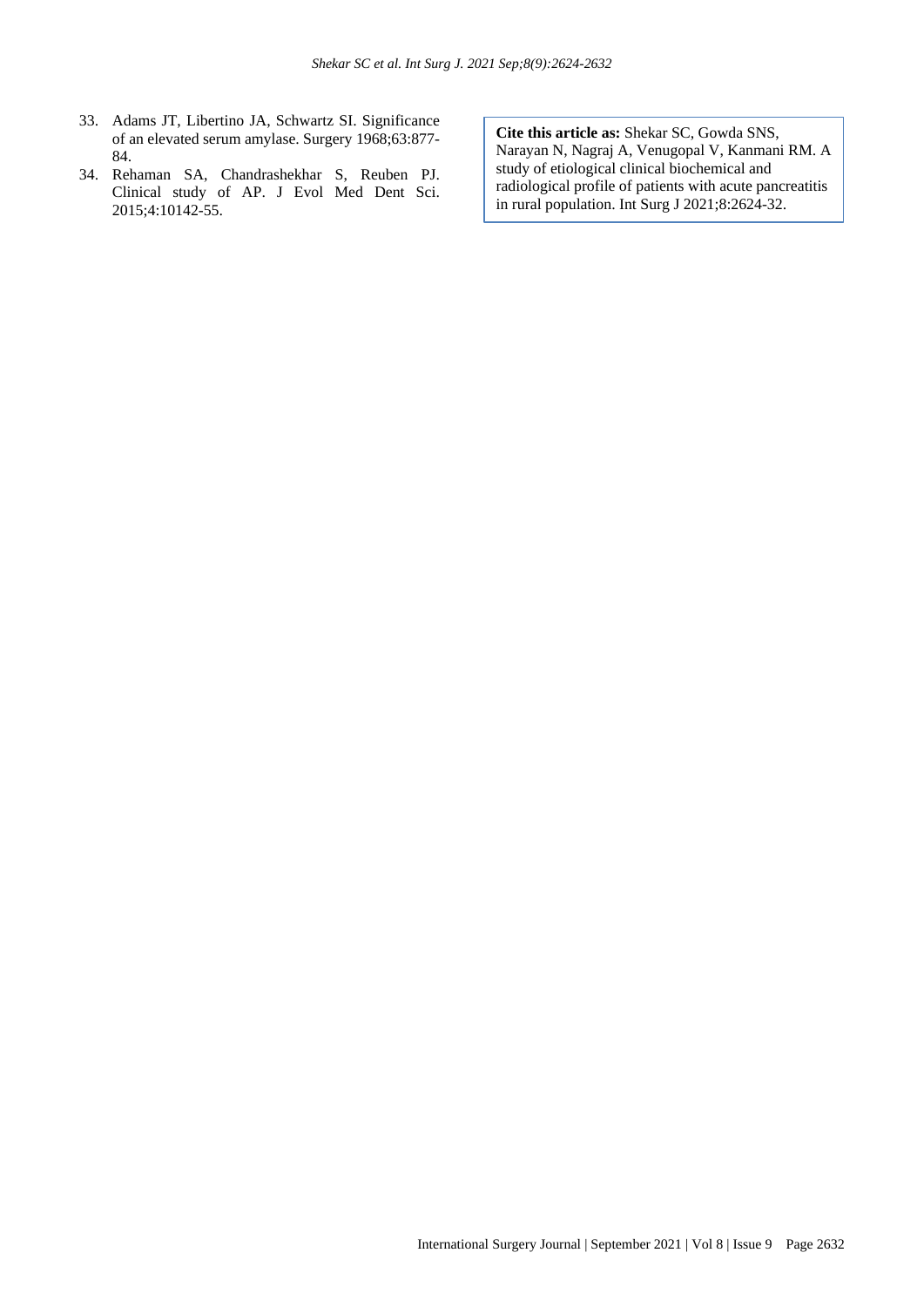33. Adams JT, Libertino JA, Schwartz SI. Significance of an elevated serum amylase. Surgery 1968;63:877-84.
34. Rehaman SA, Chandrashekhar S, Reuben PJ. Clinical study of AP. J Evol Med Dent Sci. 2015;4:10142-55.

**Cite this article as:** Shekar SC, Gowda SNS, Narayan N, Nagraj A, Venugopal V, Kanmani RM. A study of etiological clinical biochemical and radiological profile of patients with acute pancreatitis in rural population. Int Surg J 2021;8:2624-32.